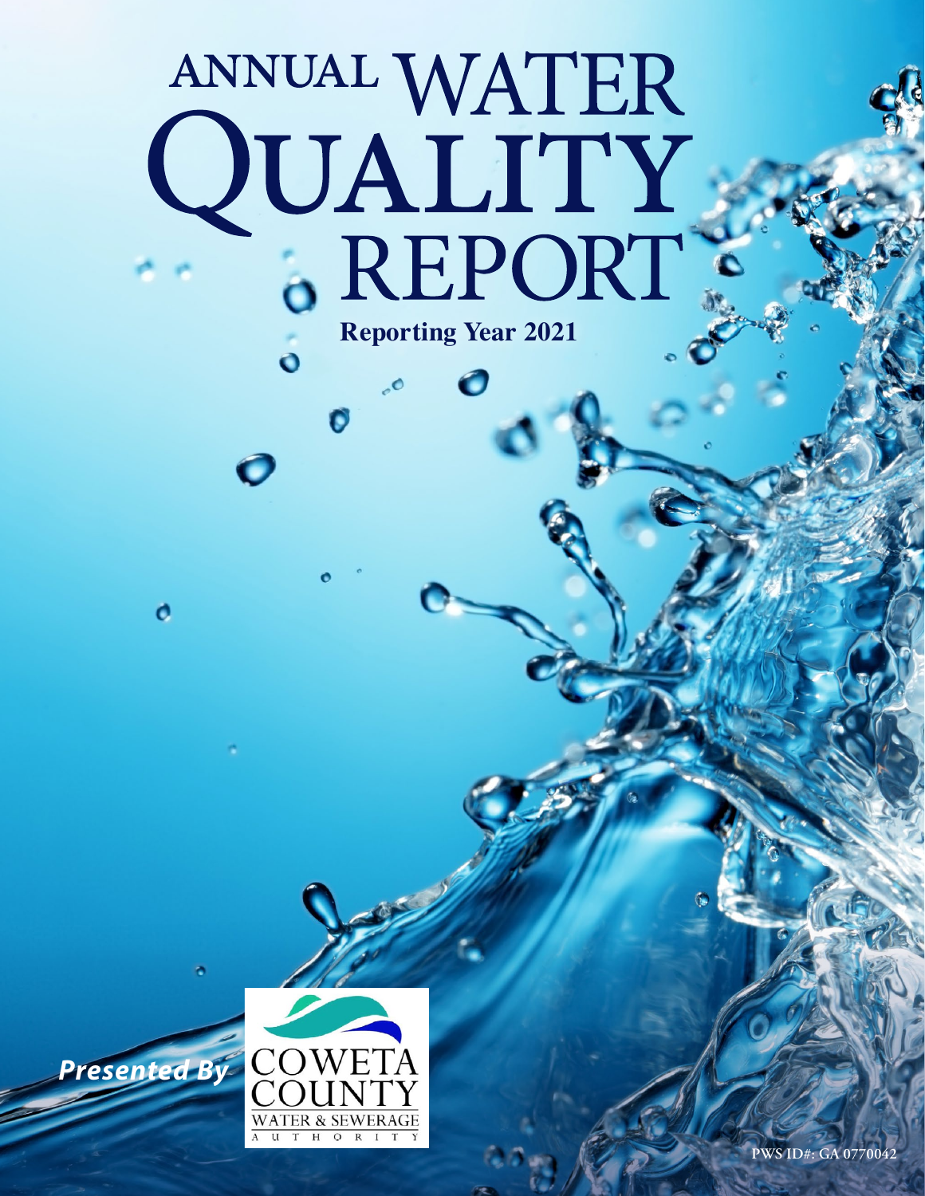# ANNUAL WATER QUALITY REPORT

**Reporting Year 2021**

*Presented By*

COWETA COUNTY WATER & SEWERAGE AUTHORITY

PWS ID#: GA 0770042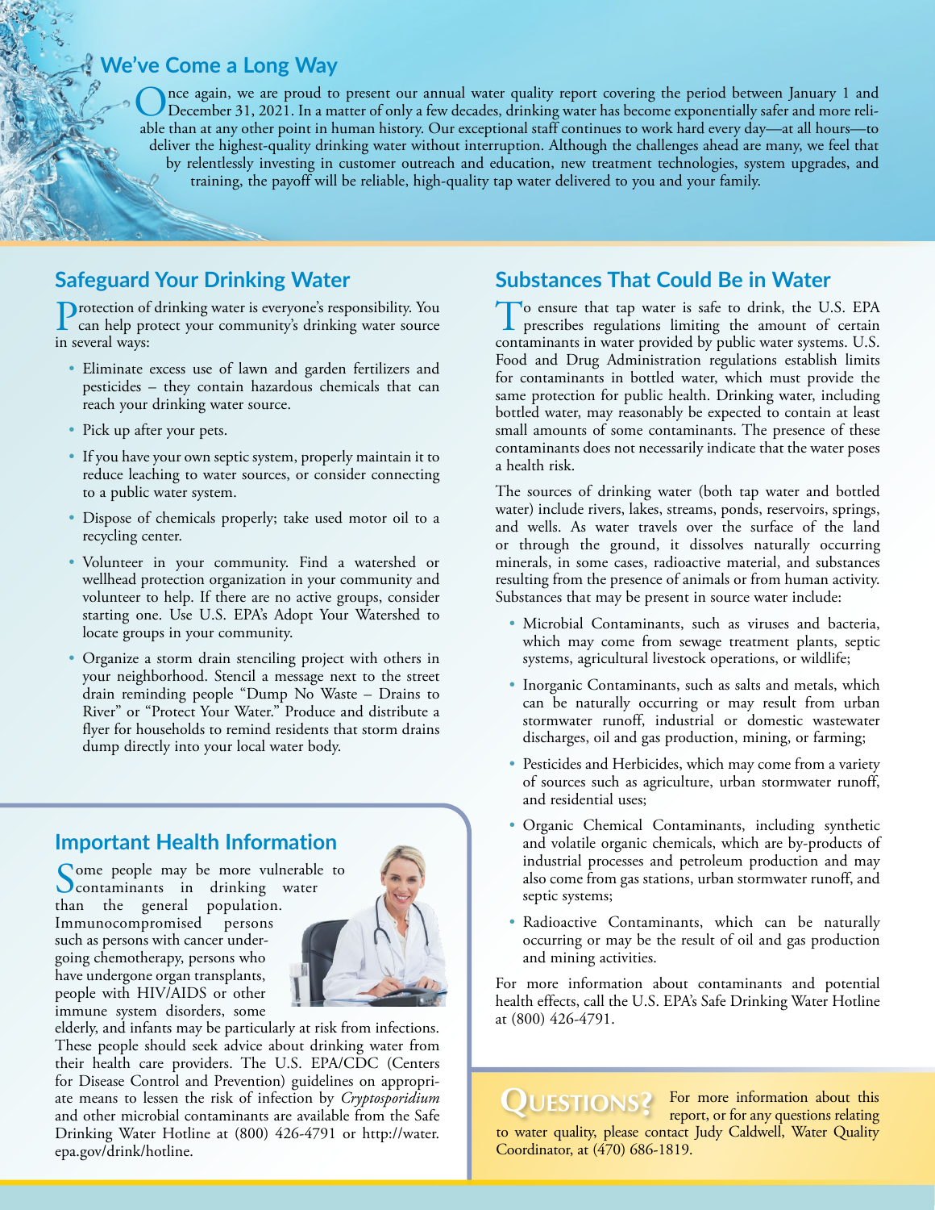## We've Come a Long Way

Once again, we are proud to present our annual water quality report covering the period between January 1 and December 31, 2021. In a matter of only a few decades, drinking water has become exponentially safer and more reliable than at any other point in human history. Our exceptional staff continues to work hard every day—at all hours—to deliver the highest-quality drinking water without interruption. Although the challenges ahead are many, we feel that by relentlessly investing in customer outreach and education, new treatment technologies, system upgrades, and training, the payoff will be reliable, high-quality tap water delivered to you and your family.

## Safeguard Your Drinking Water

Protection of drinking water is everyone's responsibility. You can help protect your community's drinking water source in several ways:

- Eliminate excess use of lawn and garden fertilizers and pesticides – they contain hazardous chemicals that can reach your drinking water source.
- Pick up after your pets.
- If you have your own septic system, properly maintain it to reduce leaching to water sources, or consider connecting to a public water system.
- Dispose of chemicals properly; take used motor oil to a recycling center.
- Volunteer in your community. Find a watershed or wellhead protection organization in your community and volunteer to help. If there are no active groups, consider starting one. Use U.S. EPA's Adopt Your Watershed to locate groups in your community.
- Organize a storm drain stenciling project with others in your neighborhood. Stencil a message next to the street drain reminding people "Dump No Waste – Drains to River" or "Protect Your Water." Produce and distribute a flyer for households to remind residents that storm drains dump directly into your local water body.

## Important Health Information

Some people may be more vulnerable to contaminants in drinking water than the general population. Immunocompromised persons such as persons with cancer undergoing chemotherapy, persons who have undergone organ transplants, people with HIV/AIDS or other immune system disorders, some elderly, and infants may be particularly at risk from infections. These people should seek advice about drinking water from their health care providers. The U.S. EPA/CDC (Centers for Disease Control and Prevention) guidelines on appropriate means to lessen the risk of infection by *Cryptosporidium* and other microbial contaminants are available from the Safe Drinking Water Hotline at (800) 426-4791 or http://water.epa.gov/drink/hotline.

## Substances That Could Be in Water

To ensure that tap water is safe to drink, the U.S. EPA prescribes regulations limiting the amount of certain contaminants in water provided by public water systems. U.S. Food and Drug Administration regulations establish limits for contaminants in bottled water, which must provide the same protection for public health. Drinking water, including bottled water, may reasonably be expected to contain at least small amounts of some contaminants. The presence of these contaminants does not necessarily indicate that the water poses a health risk.

The sources of drinking water (both tap water and bottled water) include rivers, lakes, streams, ponds, reservoirs, springs, and wells. As water travels over the surface of the land or through the ground, it dissolves naturally occurring minerals, in some cases, radioactive material, and substances resulting from the presence of animals or from human activity. Substances that may be present in source water include:

- Microbial Contaminants, such as viruses and bacteria, which may come from sewage treatment plants, septic systems, agricultural livestock operations, or wildlife;
- Inorganic Contaminants, such as salts and metals, which can be naturally occurring or may result from urban stormwater runoff, industrial or domestic wastewater discharges, oil and gas production, mining, or farming;
- Pesticides and Herbicides, which may come from a variety of sources such as agriculture, urban stormwater runoff, and residential uses;
- Organic Chemical Contaminants, including synthetic and volatile organic chemicals, which are by-products of industrial processes and petroleum production and may also come from gas stations, urban stormwater runoff, and septic systems;
- Radioactive Contaminants, which can be naturally occurring or may be the result of oil and gas production and mining activities.

For more information about contaminants and potential health effects, call the U.S. EPA's Safe Drinking Water Hotline at (800) 426-4791.

**QUESTIONS?** For more information about this report, or for any questions relating to water quality, please contact Judy Caldwell, Water Quality Coordinator, at (470) 686-1819.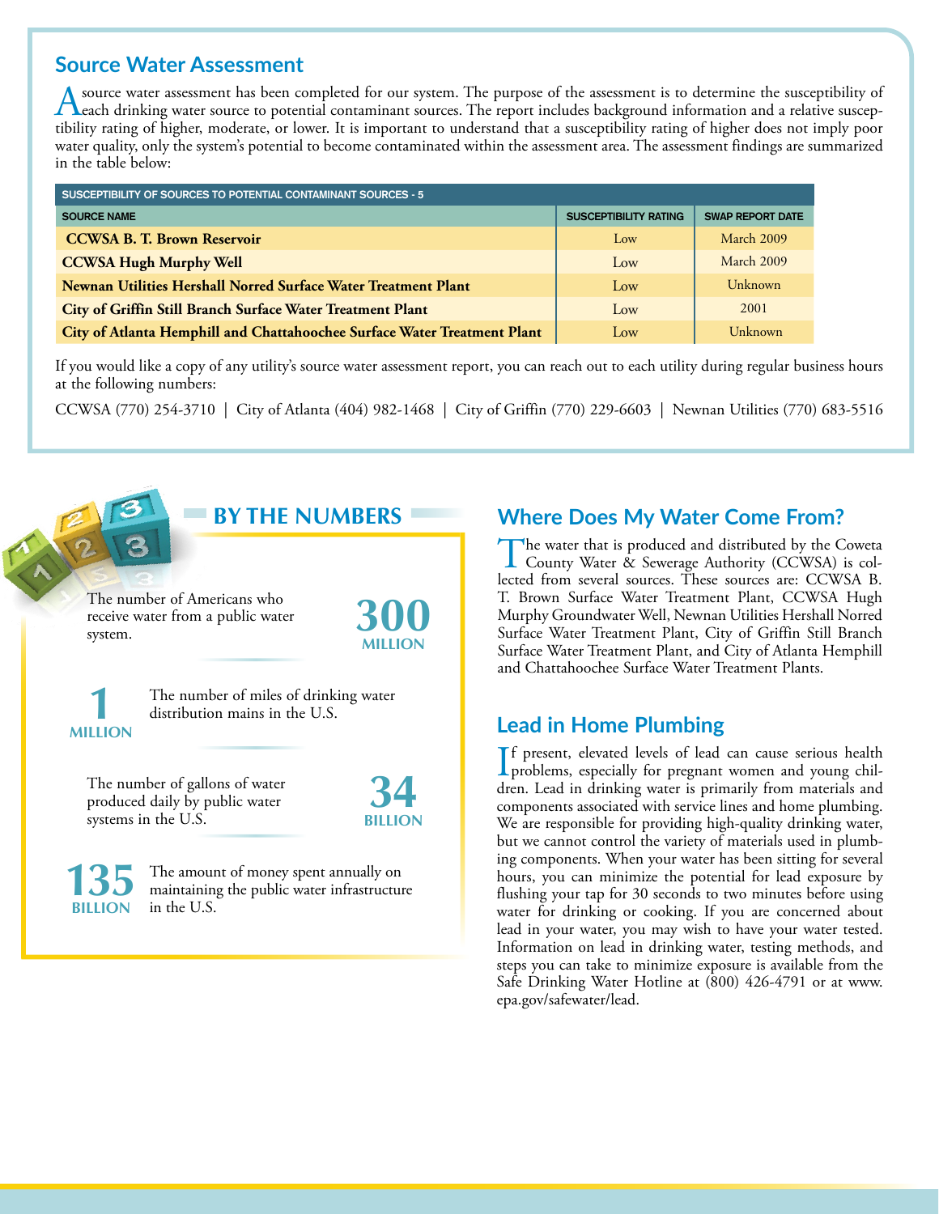## Source Water Assessment

A source water assessment has been completed for our system. The purpose of the assessment is to determine the susceptibility of each drinking water source to potential contaminant sources. The report includes background information and a relative susceptibility rating of higher, moderate, or lower. It is important to understand that a susceptibility rating of higher does not imply poor water quality, only the system's potential to become contaminated within the assessment area. The assessment findings are summarized in the table below:

| SUSCEPTIBILITY OF SOURCES TO POTENTIAL CONTAMINANT SOURCES - 5 | | |
|---|---|---|
| SOURCE NAME | SUSCEPTIBILITY RATING | SWAP REPORT DATE |
| **CCWSA B. T. Brown Reservoir** | Low | March 2009 |
| **CCWSA Hugh Murphy Well** | Low | March 2009 |
| **Newnan Utilities Hershall Norred Surface Water Treatment Plant** | Low | Unknown |
| **City of Griffin Still Branch Surface Water Treatment Plant** | Low | 2001 |
| **City of Atlanta Hemphill and Chattahoochee Surface Water Treatment Plant** | Low | Unknown |

If you would like a copy of any utility's source water assessment report, you can reach out to each utility during regular business hours at the following numbers:

CCWSA (770) 254-3710 | City of Atlanta (404) 982-1468 | City of Griffin (770) 229-6603 | Newnan Utilities (770) 683-5516

## BY THE NUMBERS

**300 MILLION** — The number of Americans who receive water from a public water system.

**1 MILLION** — The number of miles of drinking water distribution mains in the U.S.

**34 BILLION** — The number of gallons of water produced daily by public water systems in the U.S.

**135 BILLION** — The amount of money spent annually on maintaining the public water infrastructure in the U.S.

## Where Does My Water Come From?

The water that is produced and distributed by the Coweta County Water & Sewerage Authority (CCWSA) is collected from several sources. These sources are: CCWSA B. T. Brown Surface Water Treatment Plant, CCWSA Hugh Murphy Groundwater Well, Newnan Utilities Hershall Norred Surface Water Treatment Plant, City of Griffin Still Branch Surface Water Treatment Plant, and City of Atlanta Hemphill and Chattahoochee Surface Water Treatment Plants.

## Lead in Home Plumbing

If present, elevated levels of lead can cause serious health problems, especially for pregnant women and young children. Lead in drinking water is primarily from materials and components associated with service lines and home plumbing. We are responsible for providing high-quality drinking water, but we cannot control the variety of materials used in plumbing components. When your water has been sitting for several hours, you can minimize the potential for lead exposure by flushing your tap for 30 seconds to two minutes before using water for drinking or cooking. If you are concerned about lead in your water, you may wish to have your water tested. Information on lead in drinking water, testing methods, and steps you can take to minimize exposure is available from the Safe Drinking Water Hotline at (800) 426-4791 or at www.epa.gov/safewater/lead.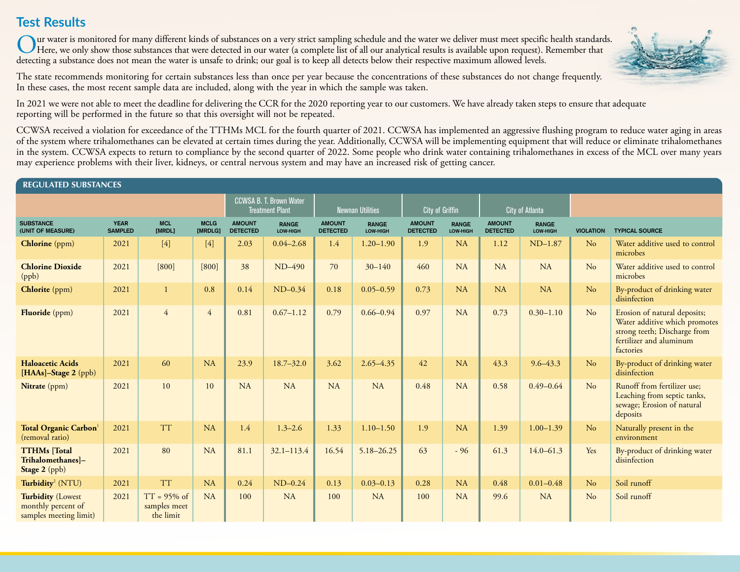## Test Results

Our water is monitored for many different kinds of substances on a very strict sampling schedule and the water we deliver must meet specific health standards. Here, we only show those substances that were detected in our water (a complete list of all our analytical results is available upon request). Remember that detecting a substance does not mean the water is unsafe to drink; our goal is to keep all detects below their respective maximum allowed levels.

The state recommends monitoring for certain substances less than once per year because the concentrations of these substances do not change frequently. In these cases, the most recent sample data are included, along with the year in which the sample was taken.

In 2021 we were not able to meet the deadline for delivering the CCR for the 2020 reporting year to our customers. We have already taken steps to ensure that adequate reporting will be performed in the future so that this oversight will not be repeated.

CCWSA received a violation for exceedance of the TTHMs MCL for the fourth quarter of 2021. CCWSA has implemented an aggressive flushing program to reduce water aging in areas of the system where trihalomethanes can be elevated at certain times during the year. Additionally, CCWSA will be implementing equipment that will reduce or eliminate trihalomethanes in the system. CCWSA expects to return to compliance by the second quarter of 2022. Some people who drink water containing trihalomethanes in excess of the MCL over many years may experience problems with their liver, kidneys, or central nervous system and may have an increased risk of getting cancer.

### REGULATED SUBSTANCES

| | | | | CCWSA B. T. Brown Water Treatment Plant | | Newnan Utilities | | City of Griffin | | City of Atlanta | | | |
|---|---|---|---|---|---|---|---|---|---|---|---|---|---|
| SUBSTANCE (UNIT OF MEASURE) | YEAR SAMPLED | MCL [MRDL] | MCLG [MRDLG] | AMOUNT DETECTED | RANGE LOW-HIGH | AMOUNT DETECTED | RANGE LOW-HIGH | AMOUNT DETECTED | RANGE LOW-HIGH | AMOUNT DETECTED | RANGE LOW-HIGH | VIOLATION | TYPICAL SOURCE |
| **Chlorine** (ppm) | 2021 | [4] | [4] | 2.03 | 0.04–2.68 | 1.4 | 1.20–1.90 | 1.9 | NA | 1.12 | ND–1.87 | No | Water additive used to control microbes |
| **Chlorine Dioxide** (ppb) | 2021 | [800] | [800] | 38 | ND–490 | 70 | 30–140 | 460 | NA | NA | NA | No | Water additive used to control microbes |
| **Chlorite** (ppm) | 2021 | 1 | 0.8 | 0.14 | ND–0.34 | 0.18 | 0.05–0.59 | 0.73 | NA | NA | NA | No | By-product of drinking water disinfection |
| **Fluoride** (ppm) | 2021 | 4 | 4 | 0.81 | 0.67–1.12 | 0.79 | 0.66–0.94 | 0.97 | NA | 0.73 | 0.30–1.10 | No | Erosion of natural deposits; Water additive which promotes strong teeth; Discharge from fertilizer and aluminum factories |
| **Haloacetic Acids [HAAs]–Stage 2** (ppb) | 2021 | 60 | NA | 23.9 | 18.7–32.0 | 3.62 | 2.65–4.35 | 42 | NA | 43.3 | 9.6–43.3 | No | By-product of drinking water disinfection |
| **Nitrate** (ppm) | 2021 | 10 | 10 | NA | NA | NA | NA | 0.48 | NA | 0.58 | 0.49–0.64 | No | Runoff from fertilizer use; Leaching from septic tanks, sewage; Erosion of natural deposits |
| **Total Organic Carbon**[1] (removal ratio) | 2021 | TT | NA | 1.4 | 1.3–2.6 | 1.33 | 1.10–1.50 | 1.9 | NA | 1.39 | 1.00–1.39 | No | Naturally present in the environment |
| **TTHMs [Total Trihalomethanes]–Stage 2** (ppb) | 2021 | 80 | NA | 81.1 | 32.1–113.4 | 16.54 | 5.18–26.25 | 63 | - 96 | 61.3 | 14.0–61.3 | Yes | By-product of drinking water disinfection |
| **Turbidity**[2] (NTU) | 2021 | TT | NA | 0.24 | ND–0.24 | 0.13 | 0.03–0.13 | 0.28 | NA | 0.48 | 0.01–0.48 | No | Soil runoff |
| **Turbidity** (Lowest monthly percent of samples meeting limit) | 2021 | TT = 95% of samples meet the limit | NA | 100 | NA | 100 | NA | 100 | NA | 99.6 | NA | No | Soil runoff |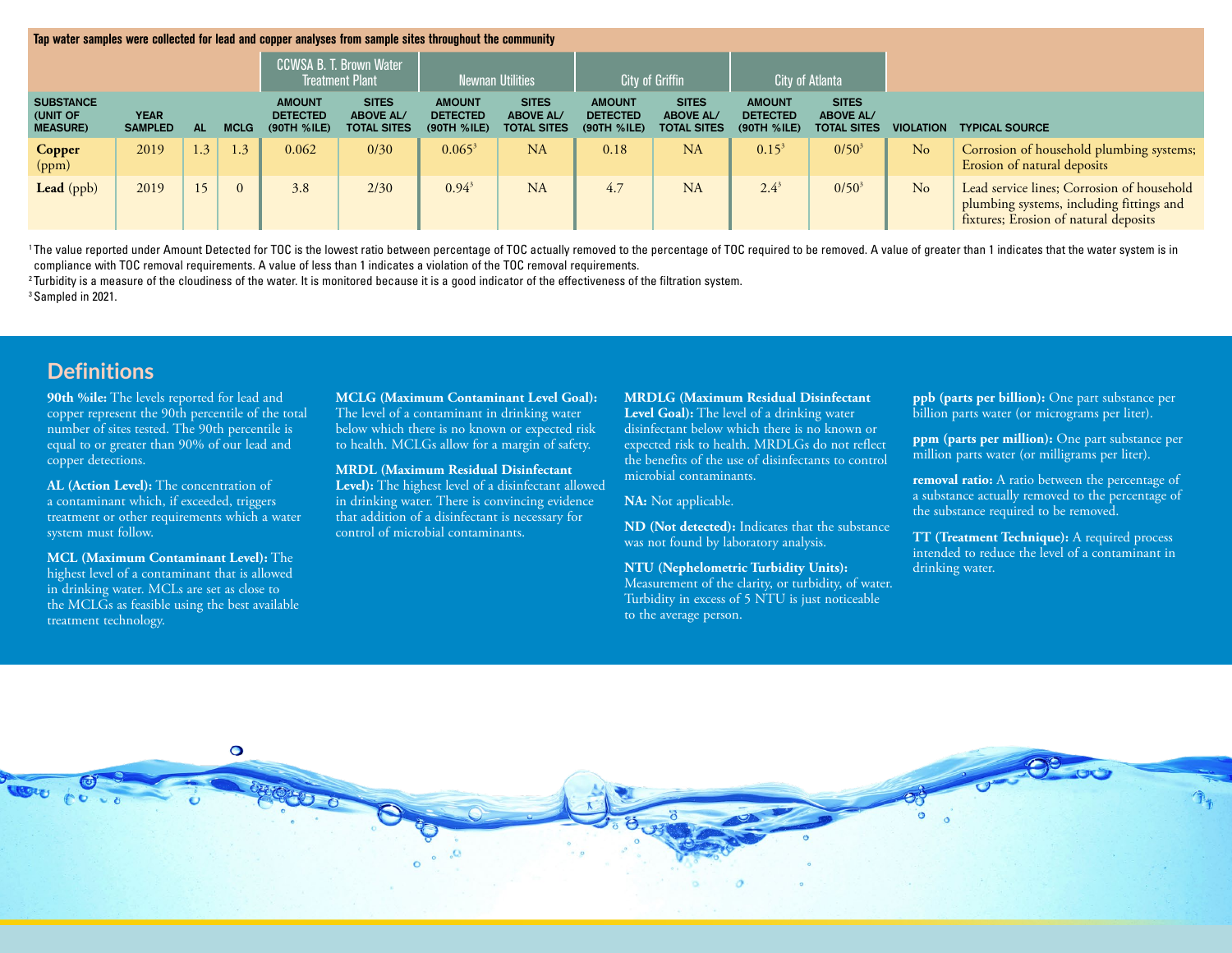Tap water samples were collected for lead and copper analyses from sample sites throughout the community

| | | | | CCWSA B. T. Brown Water Treatment Plant | | Newnan Utilities | | City of Griffin | | City of Atlanta | | | |
|---|---|---|---|---|---|---|---|---|---|---|---|---|---|
| SUBSTANCE (UNIT OF MEASURE) | YEAR SAMPLED | AL | MCLG | AMOUNT DETECTED (90TH %ILE) | SITES ABOVE AL/ TOTAL SITES | AMOUNT DETECTED (90TH %ILE) | SITES ABOVE AL/ TOTAL SITES | AMOUNT DETECTED (90TH %ILE) | SITES ABOVE AL/ TOTAL SITES | AMOUNT DETECTED (90TH %ILE) | SITES ABOVE AL/ TOTAL SITES | VIOLATION | TYPICAL SOURCE |
| **Copper** (ppm) | 2019 | 1.3 | 1.3 | 0.062 | 0/30 | 0.065[3] | NA | 0.18 | NA | 0.15[3] | 0/50[3] | No | Corrosion of household plumbing systems; Erosion of natural deposits |
| **Lead** (ppb) | 2019 | 15 | 0 | 3.8 | 2/30 | 0.94[3] | NA | 4.7 | NA | 2.4[3] | 0/50[3] | No | Lead service lines; Corrosion of household plumbing systems, including fittings and fixtures; Erosion of natural deposits |

[1] The value reported under Amount Detected for TOC is the lowest ratio between percentage of TOC actually removed to the percentage of TOC required to be removed. A value of greater than 1 indicates that the water system is in compliance with TOC removal requirements. A value of less than 1 indicates a violation of the TOC removal requirements.

[2] Turbidity is a measure of the cloudiness of the water. It is monitored because it is a good indicator of the effectiveness of the filtration system.

[3] Sampled in 2021.

## Definitions

**90th %ile:** The levels reported for lead and copper represent the 90th percentile of the total number of sites tested. The 90th percentile is equal to or greater than 90% of our lead and copper detections.

**AL (Action Level):** The concentration of a contaminant which, if exceeded, triggers treatment or other requirements which a water system must follow.

**MCL (Maximum Contaminant Level):** The highest level of a contaminant that is allowed in drinking water. MCLs are set as close to the MCLGs as feasible using the best available treatment technology.

**MCLG (Maximum Contaminant Level Goal):** The level of a contaminant in drinking water below which there is no known or expected risk to health. MCLGs allow for a margin of safety.

**MRDL (Maximum Residual Disinfectant Level):** The highest level of a disinfectant allowed in drinking water. There is convincing evidence that addition of a disinfectant is necessary for control of microbial contaminants.

**MRDLG (Maximum Residual Disinfectant Level Goal):** The level of a drinking water disinfectant below which there is no known or expected risk to health. MRDLGs do not reflect the benefits of the use of disinfectants to control microbial contaminants.

**NA:** Not applicable.

**ND (Not detected):** Indicates that the substance was not found by laboratory analysis.

**NTU (Nephelometric Turbidity Units):** Measurement of the clarity, or turbidity, of water. Turbidity in excess of 5 NTU is just noticeable to the average person.

**ppb (parts per billion):** One part substance per billion parts water (or micrograms per liter).

**ppm (parts per million):** One part substance per million parts water (or milligrams per liter).

**removal ratio:** A ratio between the percentage of a substance actually removed to the percentage of the substance required to be removed.

**TT (Treatment Technique):** A required process intended to reduce the level of a contaminant in drinking water.